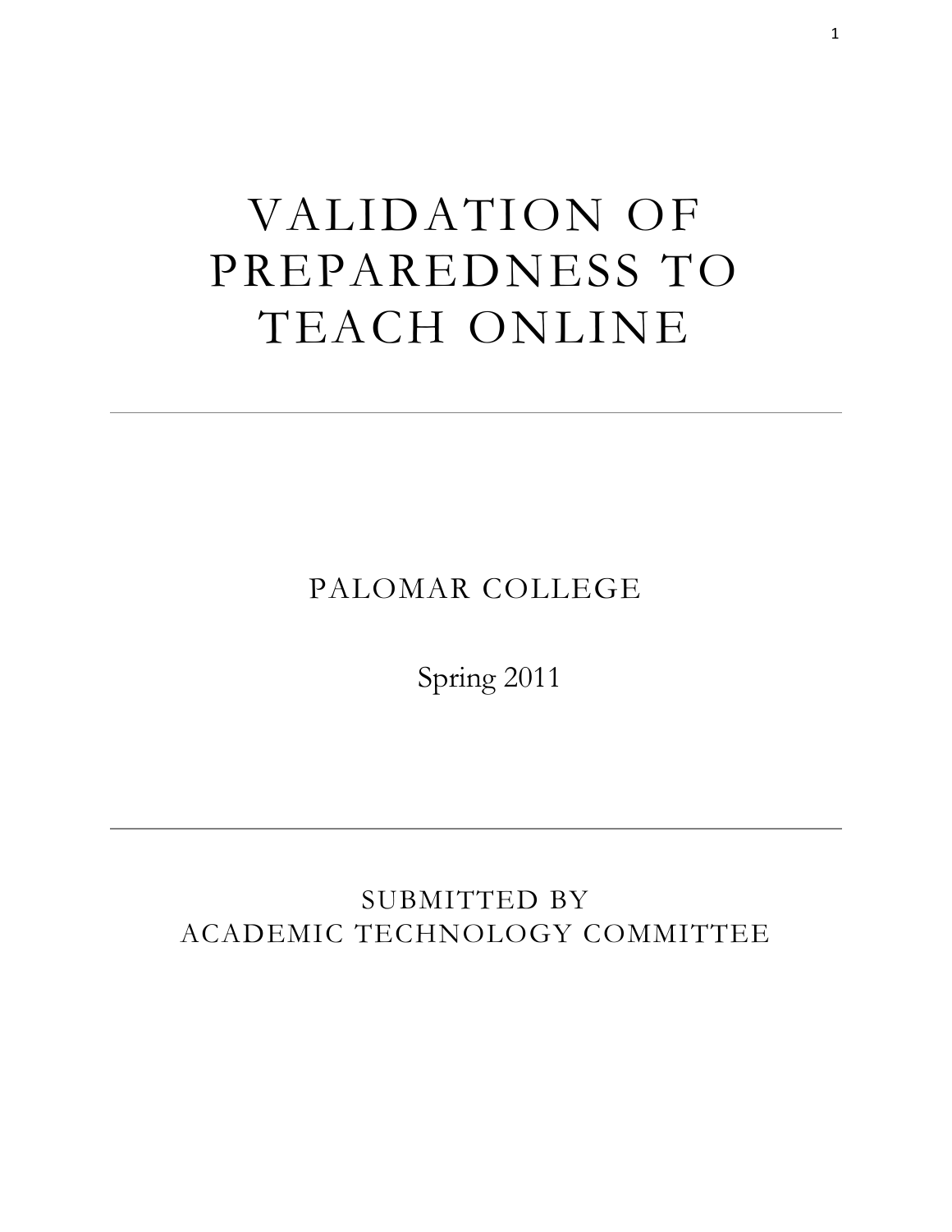# VALIDATION OF PREPAREDNESS TO TEACH ONLINE

---

PALOMAR COLLEGE

Spring 2011

---

SUBMITTED BY
ACADEMIC TECHNOLOGY COMMITTEE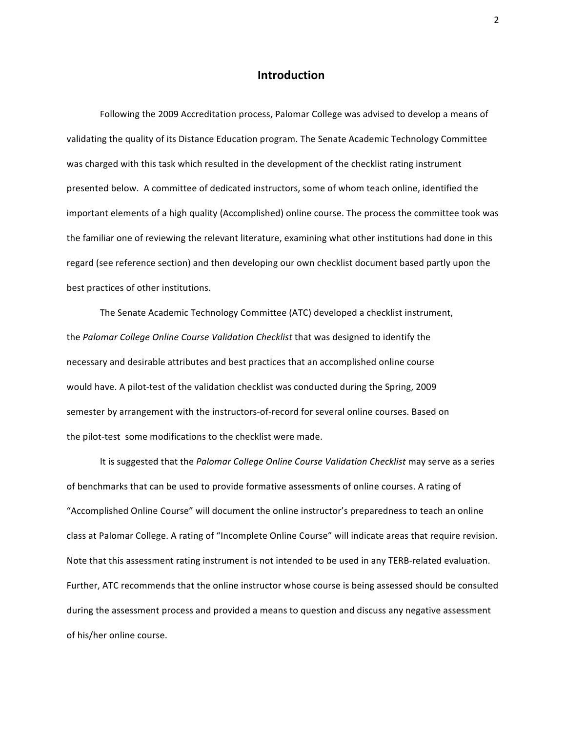## Introduction

Following the 2009 Accreditation process, Palomar College was advised to develop a means of validating the quality of its Distance Education program. The Senate Academic Technology Committee was charged with this task which resulted in the development of the checklist rating instrument presented below. A committee of dedicated instructors, some of whom teach online, identified the important elements of a high quality (Accomplished) online course. The process the committee took was the familiar one of reviewing the relevant literature, examining what other institutions had done in this regard (see reference section) and then developing our own checklist document based partly upon the best practices of other institutions.

The Senate Academic Technology Committee (ATC) developed a checklist instrument, the *Palomar College Online Course Validation Checklist* that was designed to identify the necessary and desirable attributes and best practices that an accomplished online course would have. A pilot-test of the validation checklist was conducted during the Spring, 2009 semester by arrangement with the instructors-of-record for several online courses. Based on the pilot-test some modifications to the checklist were made.

It is suggested that the *Palomar College Online Course Validation Checklist* may serve as a series of benchmarks that can be used to provide formative assessments of online courses. A rating of "Accomplished Online Course" will document the online instructor's preparedness to teach an online class at Palomar College. A rating of "Incomplete Online Course" will indicate areas that require revision. Note that this assessment rating instrument is not intended to be used in any TERB-related evaluation. Further, ATC recommends that the online instructor whose course is being assessed should be consulted during the assessment process and provided a means to question and discuss any negative assessment of his/her online course.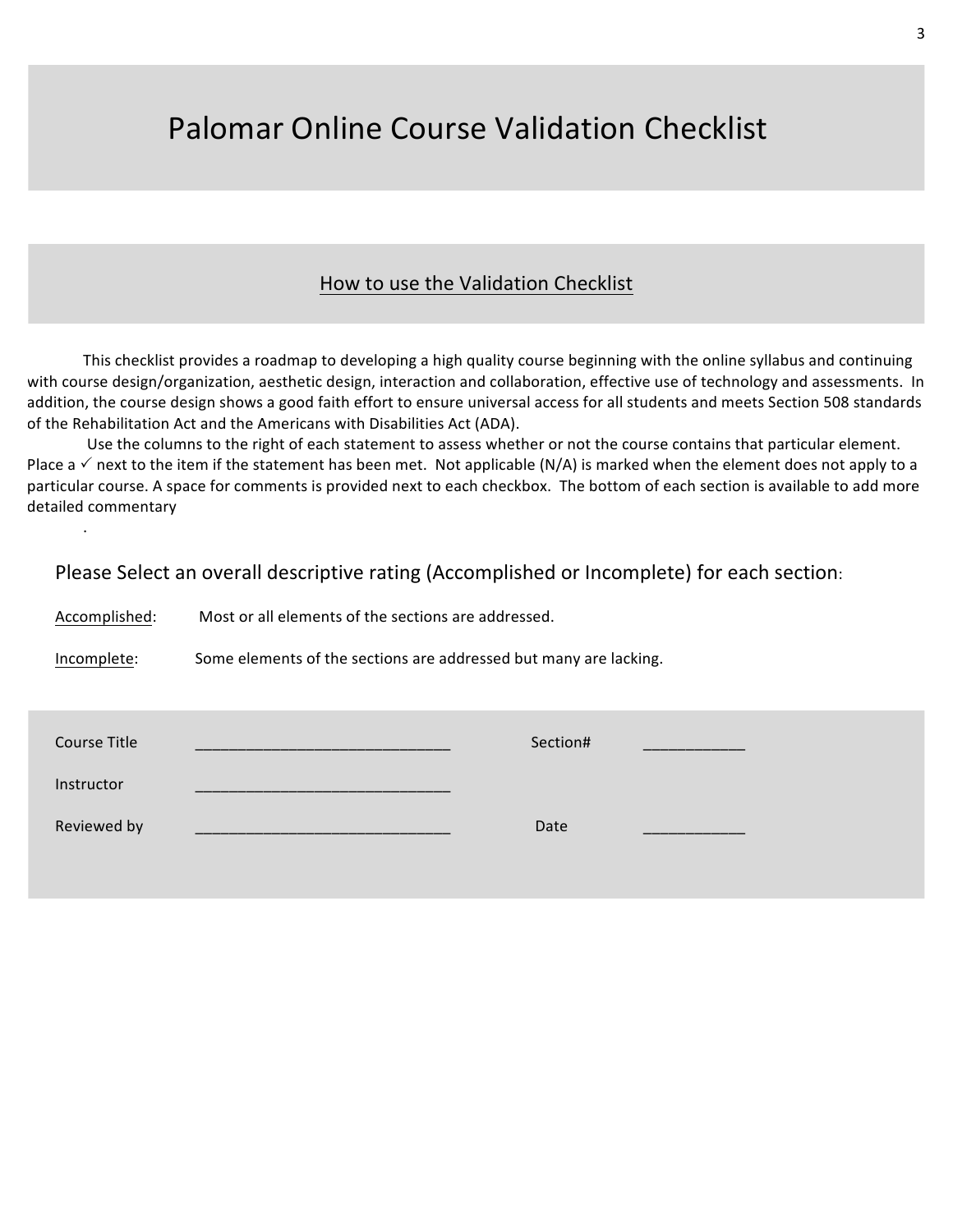# Palomar Online Course Validation Checklist

## How to use the Validation Checklist

This checklist provides a roadmap to developing a high quality course beginning with the online syllabus and continuing with course design/organization, aesthetic design, interaction and collaboration, effective use of technology and assessments. In addition, the course design shows a good faith effort to ensure universal access for all students and meets Section 508 standards of the Rehabilitation Act and the Americans with Disabilities Act (ADA).

Use the columns to the right of each statement to assess whether or not the course contains that particular element. Place a ✓ next to the item if the statement has been met. Not applicable (N/A) is marked when the element does not apply to a particular course. A space for comments is provided next to each checkbox. The bottom of each section is available to add more detailed commentary

.

Please Select an overall descriptive rating (Accomplished or Incomplete) for each section:

Accomplished: Most or all elements of the sections are addressed.

Incomplete: Some elements of the sections are addressed but many are lacking.

Course Title ______________________________ Section# ____________

Instructor ______________________________

Reviewed by ______________________________ Date ____________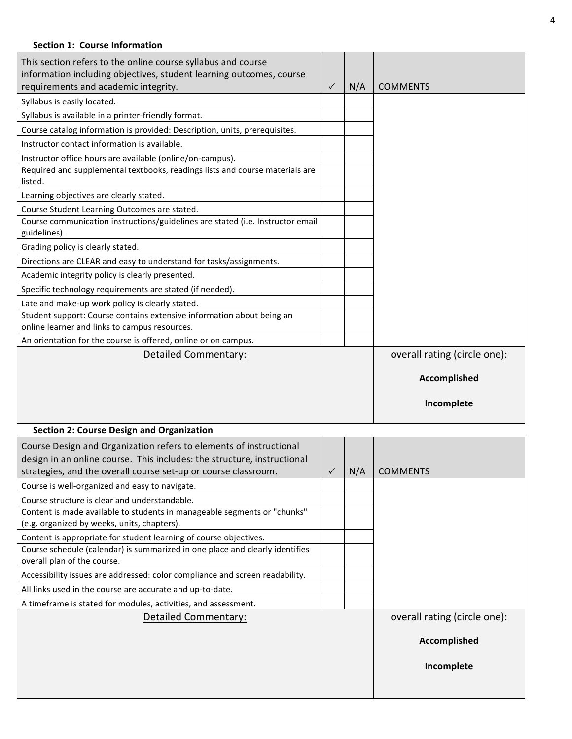**Section 1: Course Information**

| This section refers to the online course syllabus and course information including objectives, student learning outcomes, course requirements and academic integrity. | ✓ | N/A | COMMENTS |
|---|---|---|---|
| Syllabus is easily located. | | | |
| Syllabus is available in a printer-friendly format. | | | |
| Course catalog information is provided: Description, units, prerequisites. | | | |
| Instructor contact information is available. | | | |
| Instructor office hours are available (online/on-campus). | | | |
| Required and supplemental textbooks, readings lists and course materials are listed. | | | |
| Learning objectives are clearly stated. | | | |
| Course Student Learning Outcomes are stated. | | | |
| Course communication instructions/guidelines are stated (i.e. Instructor email guidelines). | | | |
| Grading policy is clearly stated. | | | |
| Directions are CLEAR and easy to understand for tasks/assignments. | | | |
| Academic integrity policy is clearly presented. | | | |
| Specific technology requirements are stated (if needed). | | | |
| Late and make-up work policy is clearly stated. | | | |
| Student support: Course contains extensive information about being an online learner and links to campus resources. | | | |
| An orientation for the course is offered, online or on campus. | | | |
| Detailed Commentary: | | | overall rating (circle one): **Accomplished** **Incomplete** |

**Section 2: Course Design and Organization**

| Course Design and Organization refers to elements of instructional design in an online course. This includes: the structure, instructional strategies, and the overall course set-up or course classroom. | ✓ | N/A | COMMENTS |
|---|---|---|---|
| Course is well-organized and easy to navigate. | | | |
| Course structure is clear and understandable. | | | |
| Content is made available to students in manageable segments or "chunks" (e.g. organized by weeks, units, chapters). | | | |
| Content is appropriate for student learning of course objectives. | | | |
| Course schedule (calendar) is summarized in one place and clearly identifies overall plan of the course. | | | |
| Accessibility issues are addressed: color compliance and screen readability. | | | |
| All links used in the course are accurate and up-to-date. | | | |
| A timeframe is stated for modules, activities, and assessment. | | | |
| Detailed Commentary: | | | overall rating (circle one): **Accomplished** **Incomplete** |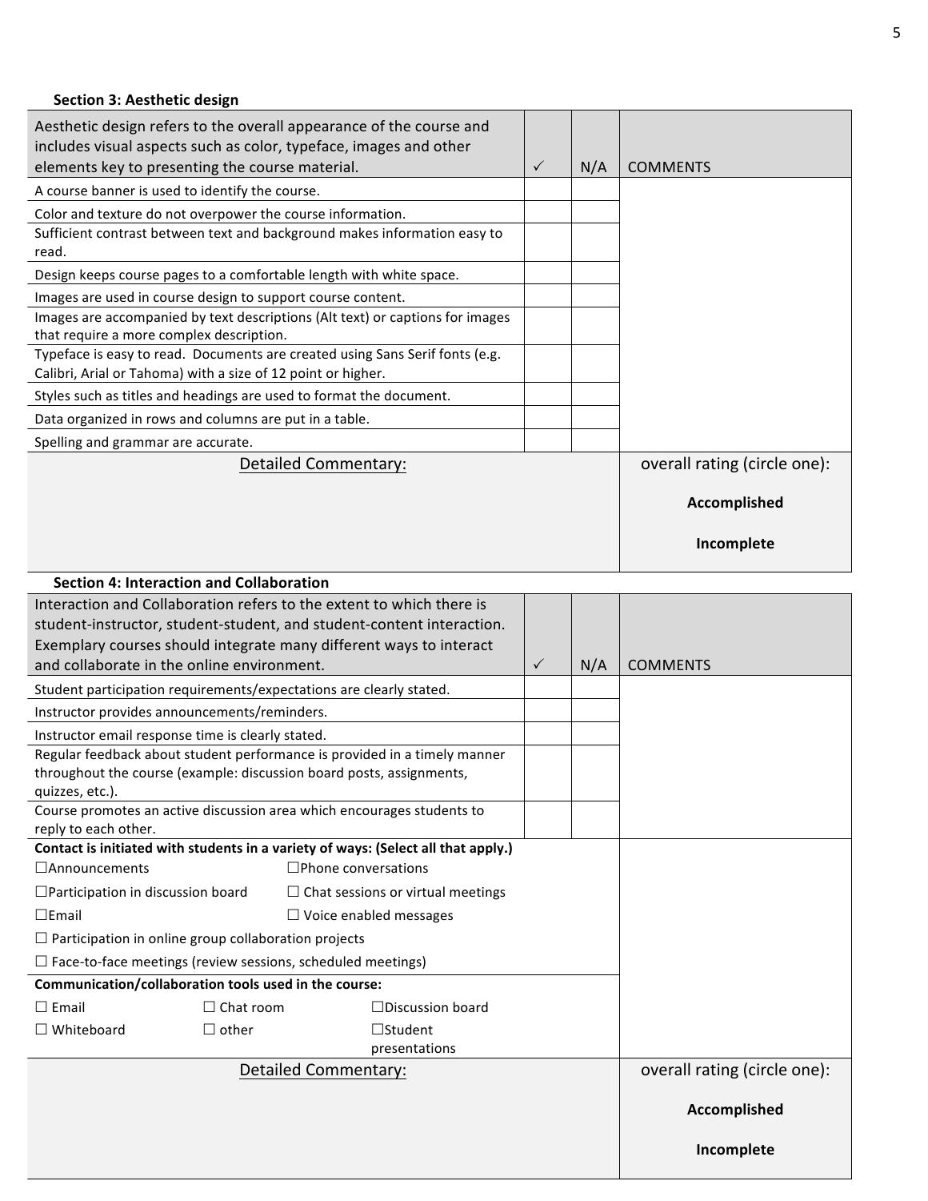**Section 3: Aesthetic design**

| Aesthetic design refers to the overall appearance of the course and includes visual aspects such as color, typeface, images and other elements key to presenting the course material. | ✓ | N/A | COMMENTS |
|---|---|---|---|
| A course banner is used to identify the course. | | | |
| Color and texture do not overpower the course information. | | | |
| Sufficient contrast between text and background makes information easy to read. | | | |
| Design keeps course pages to a comfortable length with white space. | | | |
| Images are used in course design to support course content. | | | |
| Images are accompanied by text descriptions (Alt text) or captions for images that require a more complex description. | | | |
| Typeface is easy to read. Documents are created using Sans Serif fonts (e.g. Calibri, Arial or Tahoma) with a size of 12 point or higher. | | | |
| Styles such as titles and headings are used to format the document. | | | |
| Data organized in rows and columns are put in a table. | | | |
| Spelling and grammar are accurate. | | | |
| Detailed Commentary: | | | overall rating (circle one): **Accomplished** **Incomplete** |

**Section 4: Interaction and Collaboration**

| Interaction and Collaboration refers to the extent to which there is student-instructor, student-student, and student-content interaction. Exemplary courses should integrate many different ways to interact and collaborate in the online environment. | ✓ | N/A | COMMENTS |
|---|---|---|---|
| Student participation requirements/expectations are clearly stated. | | | |
| Instructor provides announcements/reminders. | | | |
| Instructor email response time is clearly stated. | | | |
| Regular feedback about student performance is provided in a timely manner throughout the course (example: discussion board posts, assignments, quizzes, etc.). | | | |
| Course promotes an active discussion area which encourages students to reply to each other. | | | |
| **Contact is initiated with students in a variety of ways: (Select all that apply.)** ☐Announcements ☐Phone conversations ☐Participation in discussion board ☐ Chat sessions or virtual meetings ☐Email ☐ Voice enabled messages ☐ Participation in online group collaboration projects ☐ Face-to-face meetings (review sessions, scheduled meetings) | | | |
| **Communication/collaboration tools used in the course:** ☐ Email ☐ Chat room ☐Discussion board ☐ Whiteboard ☐ other ☐Student presentations | | | |
| Detailed Commentary: | | | overall rating (circle one): **Accomplished** **Incomplete** |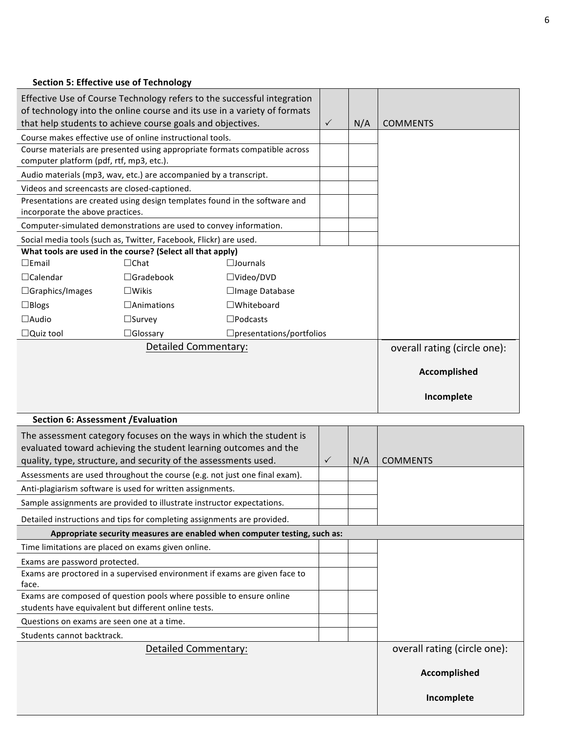**Section 5: Effective use of Technology**

| Effective Use of Course Technology refers to the successful integration of technology into the online course and its use in a variety of formats that help students to achieve course goals and objectives. | ✓ | N/A | COMMENTS |
|---|---|---|---|
| Course makes effective use of online instructional tools. | | | |
| Course materials are presented using appropriate formats compatible across computer platform (pdf, rtf, mp3, etc.). | | | |
| Audio materials (mp3, wav, etc.) are accompanied by a transcript. | | | |
| Videos and screencasts are closed-captioned. | | | |
| Presentations are created using design templates found in the software and incorporate the above practices. | | | |
| Computer-simulated demonstrations are used to convey information. | | | |
| Social media tools (such as, Twitter, Facebook, Flickr) are used. | | | |

**What tools are used in the course? (Select all that apply)**

| | | |
|---|---|---|
| ☐Email | ☐Chat | ☐Journals |
| ☐Calendar | ☐Gradebook | ☐Video/DVD |
| ☐Graphics/Images | ☐Wikis | ☐Image Database |
| ☐Blogs | ☐Animations | ☐Whiteboard |
| ☐Audio | ☐Survey | ☐Podcasts |
| ☐Quiz tool | ☐Glossary | ☐presentations/portfolios |

| Detailed Commentary: | overall rating (circle one): **Accomplished** **Incomplete** |
|---|---|

**Section 6: Assessment /Evaluation**

| The assessment category focuses on the ways in which the student is evaluated toward achieving the student learning outcomes and the quality, type, structure, and security of the assessments used. | ✓ | N/A | COMMENTS |
|---|---|---|---|
| Assessments are used throughout the course (e.g. not just one final exam). | | | |
| Anti-plagiarism software is used for written assignments. | | | |
| Sample assignments are provided to illustrate instructor expectations. | | | |
| Detailed instructions and tips for completing assignments are provided. | | | |
| **Appropriate security measures are enabled when computer testing, such as:** | | | |
| Time limitations are placed on exams given online. | | | |
| Exams are password protected. | | | |
| Exams are proctored in a supervised environment if exams are given face to face. | | | |
| Exams are composed of question pools where possible to ensure online students have equivalent but different online tests. | | | |
| Questions on exams are seen one at a time. | | | |
| Students cannot backtrack. | | | |

| Detailed Commentary: | overall rating (circle one): **Accomplished** **Incomplete** |
|---|---|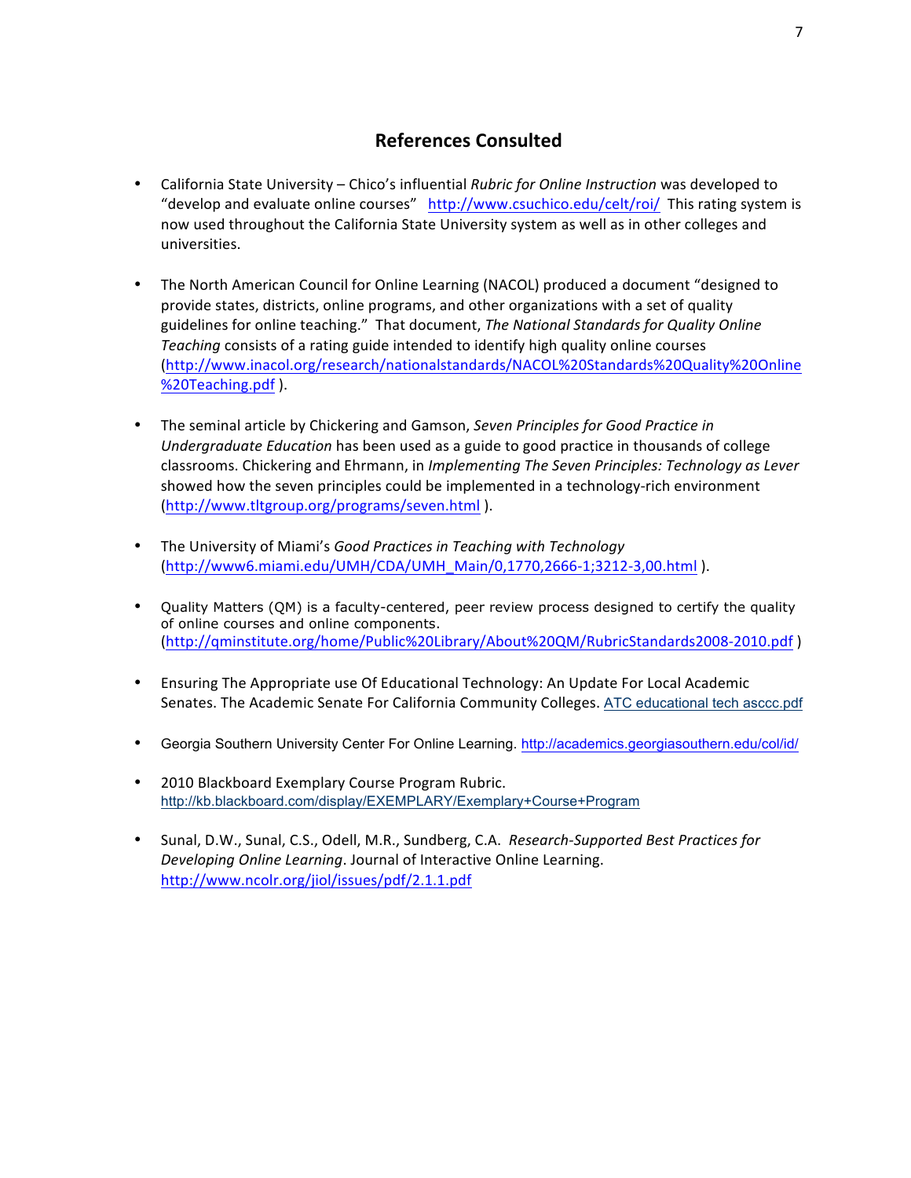## References Consulted

- California State University – Chico's influential *Rubric for Online Instruction* was developed to "develop and evaluate online courses" http://www.csuchico.edu/celt/roi/ This rating system is now used throughout the California State University system as well as in other colleges and universities.

- The North American Council for Online Learning (NACOL) produced a document "designed to provide states, districts, online programs, and other organizations with a set of quality guidelines for online teaching." That document, *The National Standards for Quality Online Teaching* consists of a rating guide intended to identify high quality online courses (http://www.inacol.org/research/nationalstandards/NACOL%20Standards%20Quality%20Online%20Teaching.pdf ).

- The seminal article by Chickering and Gamson, *Seven Principles for Good Practice in Undergraduate Education* has been used as a guide to good practice in thousands of college classrooms. Chickering and Ehrmann, in *Implementing The Seven Principles: Technology as Lever* showed how the seven principles could be implemented in a technology-rich environment (http://www.tltgroup.org/programs/seven.html ).

- The University of Miami's *Good Practices in Teaching with Technology* (http://www6.miami.edu/UMH/CDA/UMH_Main/0,1770,2666-1;3212-3,00.html ).

- Quality Matters (QM) is a faculty-centered, peer review process designed to certify the quality of online courses and online components. (http://qminstitute.org/home/Public%20Library/About%20QM/RubricStandards2008-2010.pdf )

- Ensuring The Appropriate use Of Educational Technology: An Update For Local Academic Senates. The Academic Senate For California Community Colleges. ATC educational tech asccc.pdf

- Georgia Southern University Center For Online Learning. http://academics.georgiasouthern.edu/col/id/

- 2010 Blackboard Exemplary Course Program Rubric. http://kb.blackboard.com/display/EXEMPLARY/Exemplary+Course+Program

- Sunal, D.W., Sunal, C.S., Odell, M.R., Sundberg, C.A. *Research-Supported Best Practices for Developing Online Learning*. Journal of Interactive Online Learning. http://www.ncolr.org/jiol/issues/pdf/2.1.1.pdf